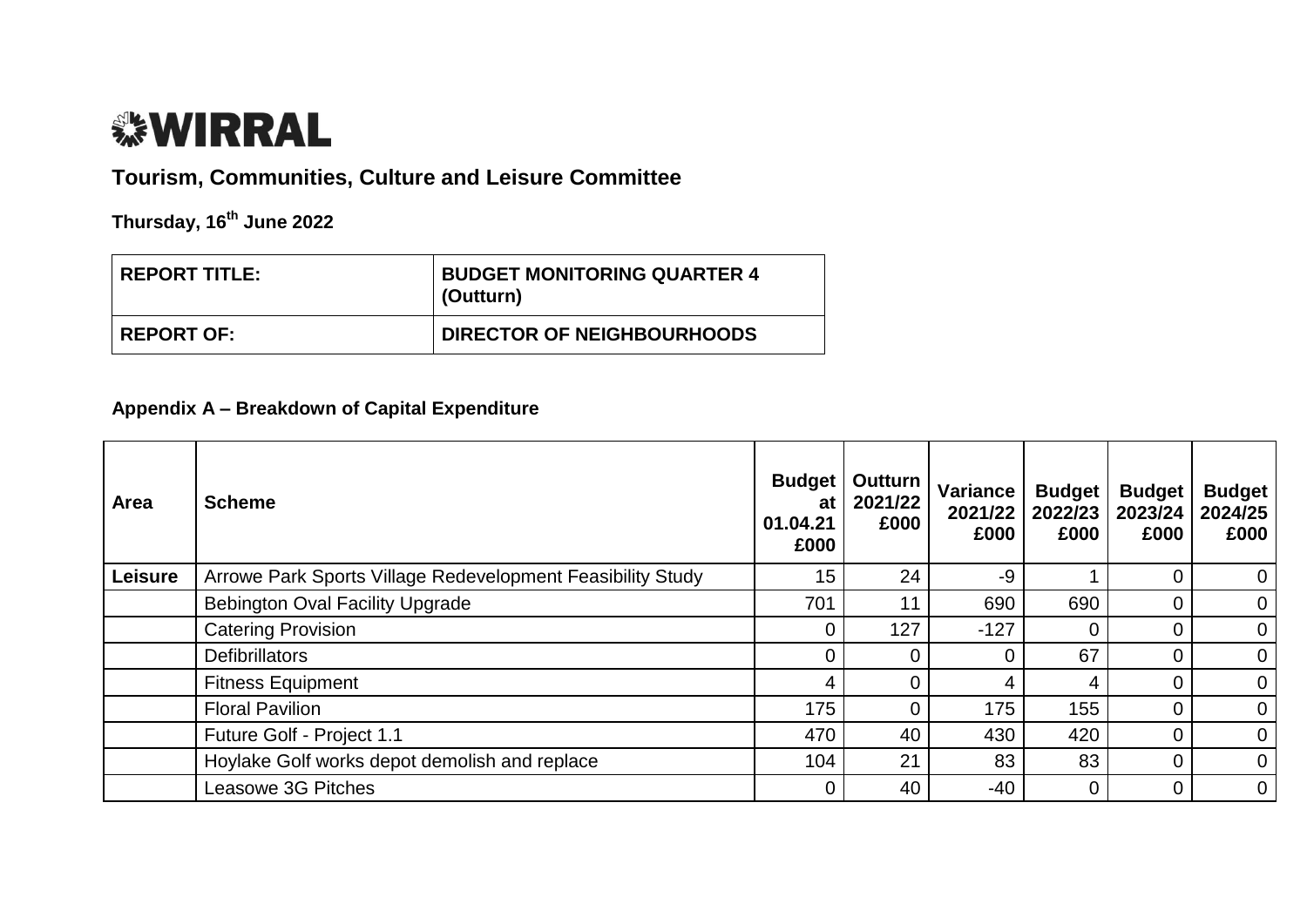# WIRRAL

## Tourism, Communities, Culture and Leisure Committee

### Thursday, 16th June 2022

| REPORT TITLE: | BUDGET MONITORING QUARTER 4 (Outturn) |
|---|---|
| REPORT OF: | DIRECTOR OF NEIGHBOURHOODS |

### Appendix A – Breakdown of Capital Expenditure

| Area | Scheme | Budget at 01.04.21 £000 | Outturn 2021/22 £000 | Variance 2021/22 £000 | Budget 2022/23 £000 | Budget 2023/24 £000 | Budget 2024/25 £000 |
|---|---|---|---|---|---|---|---|
| **Leisure** | Arrowe Park Sports Village Redevelopment Feasibility Study | 15 | 24 | -9 | 1 | 0 | 0 |
| | Bebington Oval Facility Upgrade | 701 | 11 | 690 | 690 | 0 | 0 |
| | Catering Provision | 0 | 127 | -127 | 0 | 0 | 0 |
| | Defibrillators | 0 | 0 | 0 | 67 | 0 | 0 |
| | Fitness Equipment | 4 | 0 | 4 | 4 | 0 | 0 |
| | Floral Pavilion | 175 | 0 | 175 | 155 | 0 | 0 |
| | Future Golf - Project 1.1 | 470 | 40 | 430 | 420 | 0 | 0 |
| | Hoylake Golf works depot demolish and replace | 104 | 21 | 83 | 83 | 0 | 0 |
| | Leasowe 3G Pitches | 0 | 40 | -40 | 0 | 0 | 0 |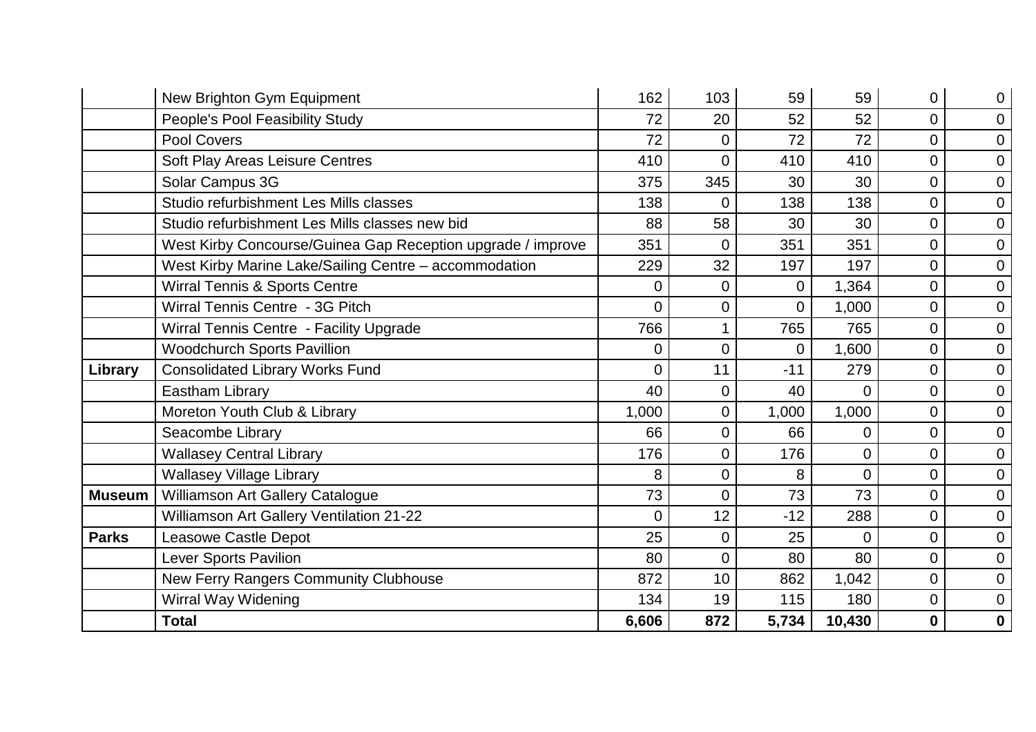| | | | | | | | |
|---|---|---|---|---|---|---|---|
| | New Brighton Gym Equipment | 162 | 103 | 59 | 59 | 0 | 0 |
| | People's Pool Feasibility Study | 72 | 20 | 52 | 52 | 0 | 0 |
| | Pool Covers | 72 | 0 | 72 | 72 | 0 | 0 |
| | Soft Play Areas Leisure Centres | 410 | 0 | 410 | 410 | 0 | 0 |
| | Solar Campus 3G | 375 | 345 | 30 | 30 | 0 | 0 |
| | Studio refurbishment Les Mills classes | 138 | 0 | 138 | 138 | 0 | 0 |
| | Studio refurbishment Les Mills classes new bid | 88 | 58 | 30 | 30 | 0 | 0 |
| | West Kirby Concourse/Guinea Gap Reception upgrade / improve | 351 | 0 | 351 | 351 | 0 | 0 |
| | West Kirby Marine Lake/Sailing Centre – accommodation | 229 | 32 | 197 | 197 | 0 | 0 |
| | Wirral Tennis & Sports Centre | 0 | 0 | 0 | 1,364 | 0 | 0 |
| | Wirral Tennis Centre - 3G Pitch | 0 | 0 | 0 | 1,000 | 0 | 0 |
| | Wirral Tennis Centre - Facility Upgrade | 766 | 1 | 765 | 765 | 0 | 0 |
| | Woodchurch Sports Pavillion | 0 | 0 | 0 | 1,600 | 0 | 0 |
| **Library** | Consolidated Library Works Fund | 0 | 11 | -11 | 279 | 0 | 0 |
| | Eastham Library | 40 | 0 | 40 | 0 | 0 | 0 |
| | Moreton Youth Club & Library | 1,000 | 0 | 1,000 | 1,000 | 0 | 0 |
| | Seacombe Library | 66 | 0 | 66 | 0 | 0 | 0 |
| | Wallasey Central Library | 176 | 0 | 176 | 0 | 0 | 0 |
| | Wallasey Village Library | 8 | 0 | 8 | 0 | 0 | 0 |
| **Museum** | Williamson Art Gallery Catalogue | 73 | 0 | 73 | 73 | 0 | 0 |
| | Williamson Art Gallery Ventilation 21-22 | 0 | 12 | -12 | 288 | 0 | 0 |
| **Parks** | Leasowe Castle Depot | 25 | 0 | 25 | 0 | 0 | 0 |
| | Lever Sports Pavilion | 80 | 0 | 80 | 80 | 0 | 0 |
| | New Ferry Rangers Community Clubhouse | 872 | 10 | 862 | 1,042 | 0 | 0 |
| | Wirral Way Widening | 134 | 19 | 115 | 180 | 0 | 0 |
| | **Total** | **6,606** | **872** | **5,734** | **10,430** | **0** | **0** |